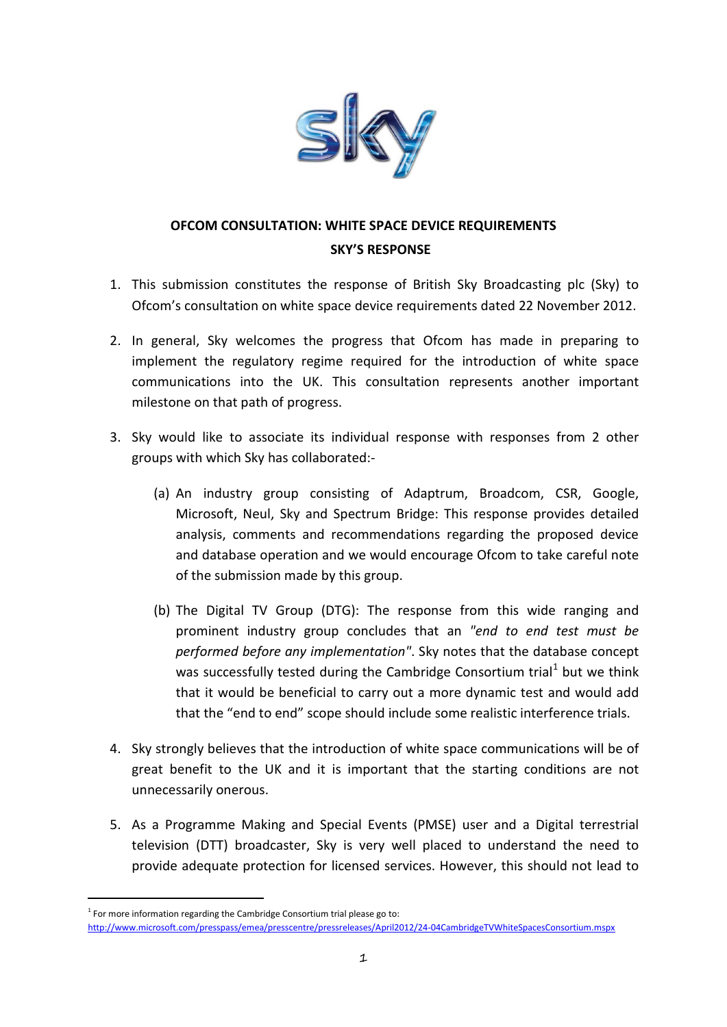**OFCOM CONSULTATION: WHITE SPACE DEVICE REQUIREMENTS**

**SKY'S RESPONSE**

1. This submission constitutes the response of British Sky Broadcasting plc (Sky) to Ofcom's consultation on white space device requirements dated 22 November 2012.

2. In general, Sky welcomes the progress that Ofcom has made in preparing to implement the regulatory regime required for the introduction of white space communications into the UK. This consultation represents another important milestone on that path of progress.

3. Sky would like to associate its individual response with responses from 2 other groups with which Sky has collaborated:-

   (a) An industry group consisting of Adaptrum, Broadcom, CSR, Google, Microsoft, Neul, Sky and Spectrum Bridge: This response provides detailed analysis, comments and recommendations regarding the proposed device and database operation and we would encourage Ofcom to take careful note of the submission made by this group.

   (b) The Digital TV Group (DTG): The response from this wide ranging and prominent industry group concludes that an *"end to end test must be performed before any implementation"*. Sky notes that the database concept was successfully tested during the Cambridge Consortium trial[1] but we think that it would be beneficial to carry out a more dynamic test and would add that the "end to end" scope should include some realistic interference trials.

4. Sky strongly believes that the introduction of white space communications will be of great benefit to the UK and it is important that the starting conditions are not unnecessarily onerous.

5. As a Programme Making and Special Events (PMSE) user and a Digital terrestrial television (DTT) broadcaster, Sky is very well placed to understand the need to provide adequate protection for licensed services. However, this should not lead to

---

[1] For more information regarding the Cambridge Consortium trial please go to: http://www.microsoft.com/presspass/emea/presscentre/pressreleases/April2012/24-04CambridgeTVWhiteSpacesConsortium.mspx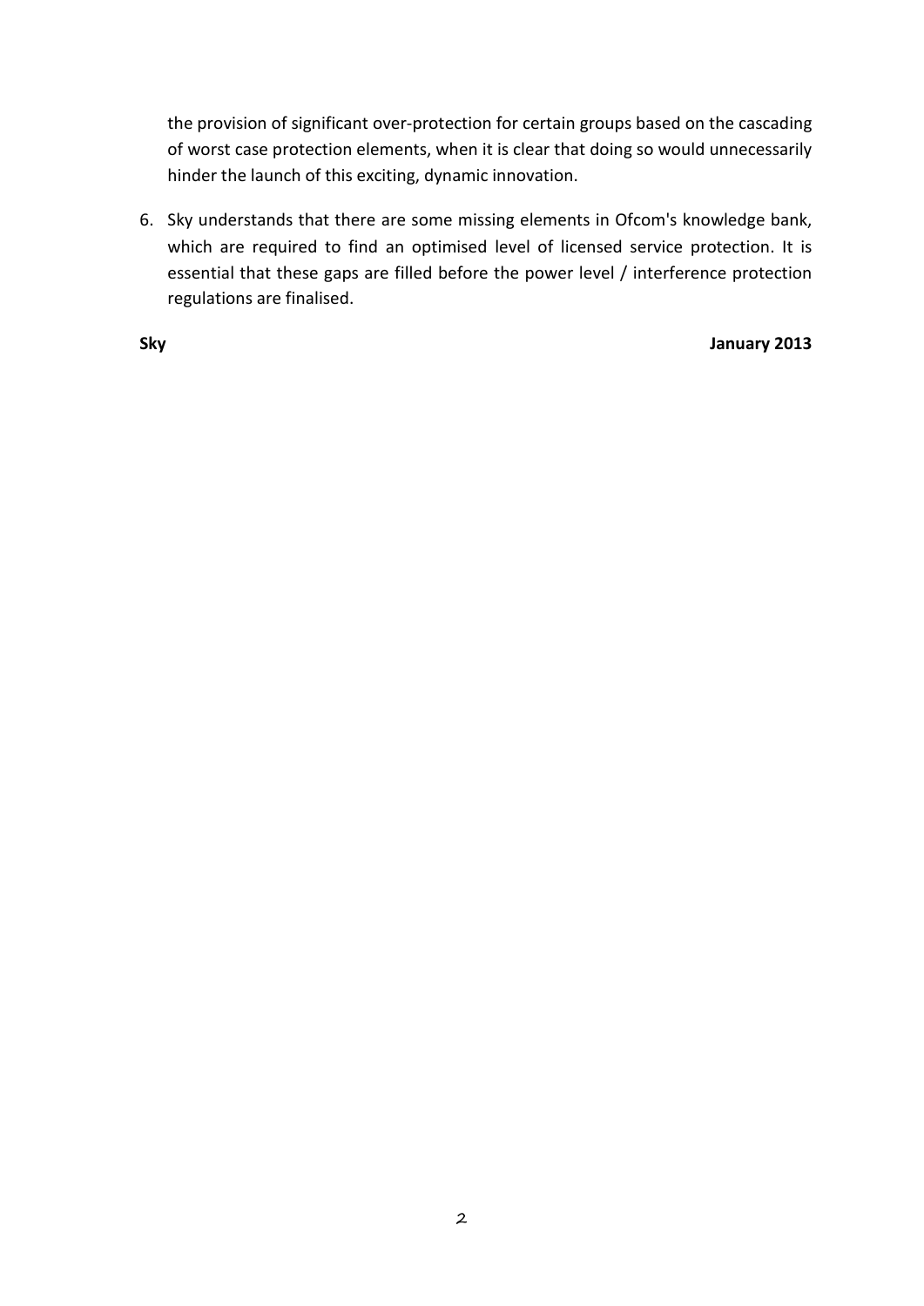the provision of significant over-protection for certain groups based on the cascading of worst case protection elements, when it is clear that doing so would unnecessarily hinder the launch of this exciting, dynamic innovation.

6. Sky understands that there are some missing elements in Ofcom's knowledge bank, which are required to find an optimised level of licensed service protection. It is essential that these gaps are filled before the power level / interference protection regulations are finalised.

**Sky** **January 2013**